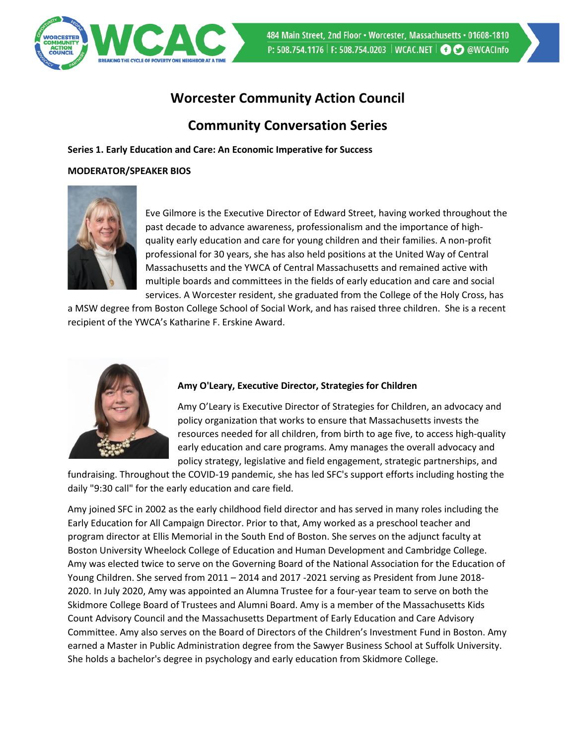# Worcester Community Action Council

## Community Conversation Series

**Series 1. Early Education and Care: An Economic Imperative for Success**

**MODERATOR/SPEAKER BIOS**

Eve Gilmore is the Executive Director of Edward Street, having worked throughout the past decade to advance awareness, professionalism and the importance of high-quality early education and care for young children and their families. A non-profit professional for 30 years, she has also held positions at the United Way of Central Massachusetts and the YWCA of Central Massachusetts and remained active with multiple boards and committees in the fields of early education and care and social services. A Worcester resident, she graduated from the College of the Holy Cross, has a MSW degree from Boston College School of Social Work, and has raised three children. She is a recent recipient of the YWCA's Katharine F. Erskine Award.

**Amy O'Leary, Executive Director, Strategies for Children**

Amy O'Leary is Executive Director of Strategies for Children, an advocacy and policy organization that works to ensure that Massachusetts invests the resources needed for all children, from birth to age five, to access high-quality early education and care programs. Amy manages the overall advocacy and policy strategy, legislative and field engagement, strategic partnerships, and fundraising. Throughout the COVID-19 pandemic, she has led SFC's support efforts including hosting the daily "9:30 call" for the early education and care field.

Amy joined SFC in 2002 as the early childhood field director and has served in many roles including the Early Education for All Campaign Director. Prior to that, Amy worked as a preschool teacher and program director at Ellis Memorial in the South End of Boston. She serves on the adjunct faculty at Boston University Wheelock College of Education and Human Development and Cambridge College. Amy was elected twice to serve on the Governing Board of the National Association for the Education of Young Children. She served from 2011 – 2014 and 2017 -2021 serving as President from June 2018-2020. In July 2020, Amy was appointed an Alumna Trustee for a four-year team to serve on both the Skidmore College Board of Trustees and Alumni Board. Amy is a member of the Massachusetts Kids Count Advisory Council and the Massachusetts Department of Early Education and Care Advisory Committee. Amy also serves on the Board of Directors of the Children's Investment Fund in Boston. Amy earned a Master in Public Administration degree from the Sawyer Business School at Suffolk University. She holds a bachelor's degree in psychology and early education from Skidmore College.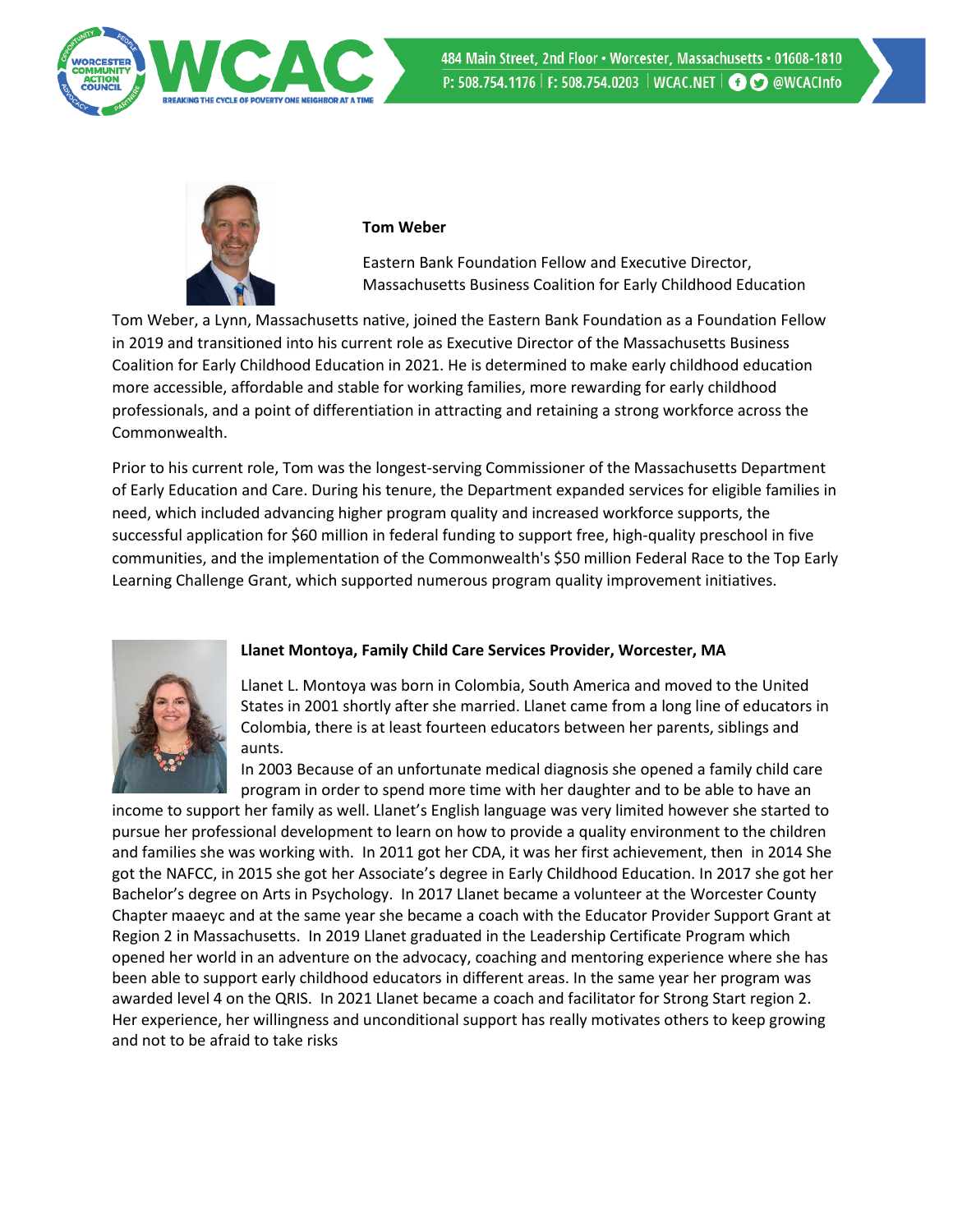**Tom Weber**

Eastern Bank Foundation Fellow and Executive Director, Massachusetts Business Coalition for Early Childhood Education

Tom Weber, a Lynn, Massachusetts native, joined the Eastern Bank Foundation as a Foundation Fellow in 2019 and transitioned into his current role as Executive Director of the Massachusetts Business Coalition for Early Childhood Education in 2021. He is determined to make early childhood education more accessible, affordable and stable for working families, more rewarding for early childhood professionals, and a point of differentiation in attracting and retaining a strong workforce across the Commonwealth.

Prior to his current role, Tom was the longest-serving Commissioner of the Massachusetts Department of Early Education and Care. During his tenure, the Department expanded services for eligible families in need, which included advancing higher program quality and increased workforce supports, the successful application for $60 million in federal funding to support free, high-quality preschool in five communities, and the implementation of the Commonwealth's $50 million Federal Race to the Top Early Learning Challenge Grant, which supported numerous program quality improvement initiatives.

**Llanet Montoya, Family Child Care Services Provider, Worcester, MA**

Llanet L. Montoya was born in Colombia, South America and moved to the United States in 2001 shortly after she married. Llanet came from a long line of educators in Colombia, there is at least fourteen educators between her parents, siblings and aunts.

In 2003 Because of an unfortunate medical diagnosis she opened a family child care program in order to spend more time with her daughter and to be able to have an income to support her family as well. Llanet's English language was very limited however she started to pursue her professional development to learn on how to provide a quality environment to the children and families she was working with. In 2011 got her CDA, it was her first achievement, then in 2014 She got the NAFCC, in 2015 she got her Associate's degree in Early Childhood Education. In 2017 she got her Bachelor's degree on Arts in Psychology. In 2017 Llanet became a volunteer at the Worcester County Chapter maaeyc and at the same year she became a coach with the Educator Provider Support Grant at Region 2 in Massachusetts. In 2019 Llanet graduated in the Leadership Certificate Program which opened her world in an adventure on the advocacy, coaching and mentoring experience where she has been able to support early childhood educators in different areas. In the same year her program was awarded level 4 on the QRIS. In 2021 Llanet became a coach and facilitator for Strong Start region 2. Her experience, her willingness and unconditional support has really motivates others to keep growing and not to be afraid to take risks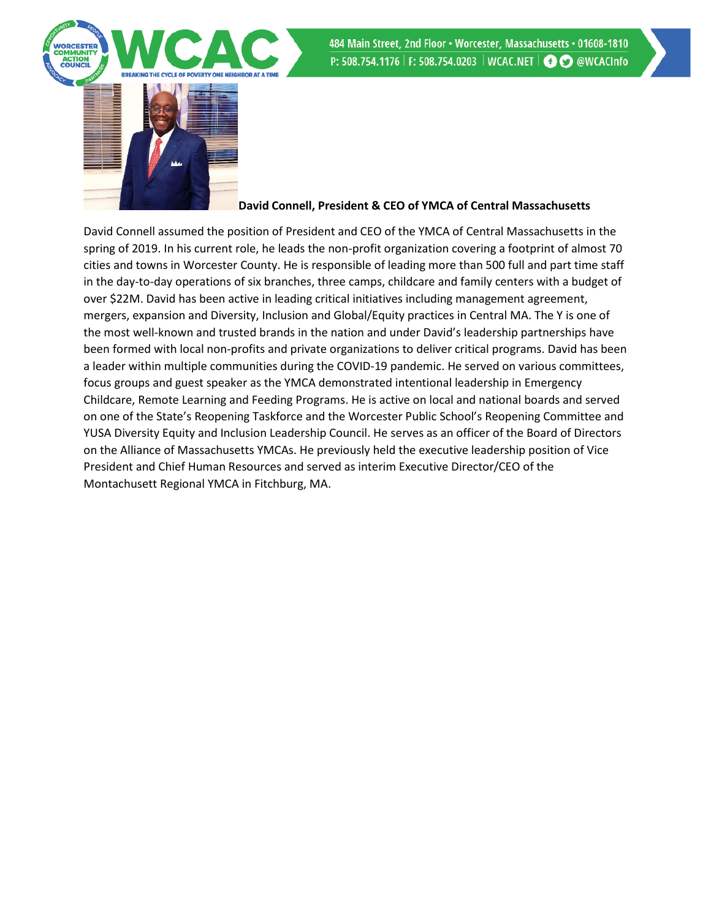**David Connell, President & CEO of YMCA of Central Massachusetts**

David Connell assumed the position of President and CEO of the YMCA of Central Massachusetts in the spring of 2019. In his current role, he leads the non-profit organization covering a footprint of almost 70 cities and towns in Worcester County. He is responsible of leading more than 500 full and part time staff in the day-to-day operations of six branches, three camps, childcare and family centers with a budget of over $22M. David has been active in leading critical initiatives including management agreement, mergers, expansion and Diversity, Inclusion and Global/Equity practices in Central MA. The Y is one of the most well-known and trusted brands in the nation and under David's leadership partnerships have been formed with local non-profits and private organizations to deliver critical programs. David has been a leader within multiple communities during the COVID-19 pandemic. He served on various committees, focus groups and guest speaker as the YMCA demonstrated intentional leadership in Emergency Childcare, Remote Learning and Feeding Programs. He is active on local and national boards and served on one of the State's Reopening Taskforce and the Worcester Public School's Reopening Committee and YUSA Diversity Equity and Inclusion Leadership Council. He serves as an officer of the Board of Directors on the Alliance of Massachusetts YMCAs. He previously held the executive leadership position of Vice President and Chief Human Resources and served as interim Executive Director/CEO of the Montachusett Regional YMCA in Fitchburg, MA.